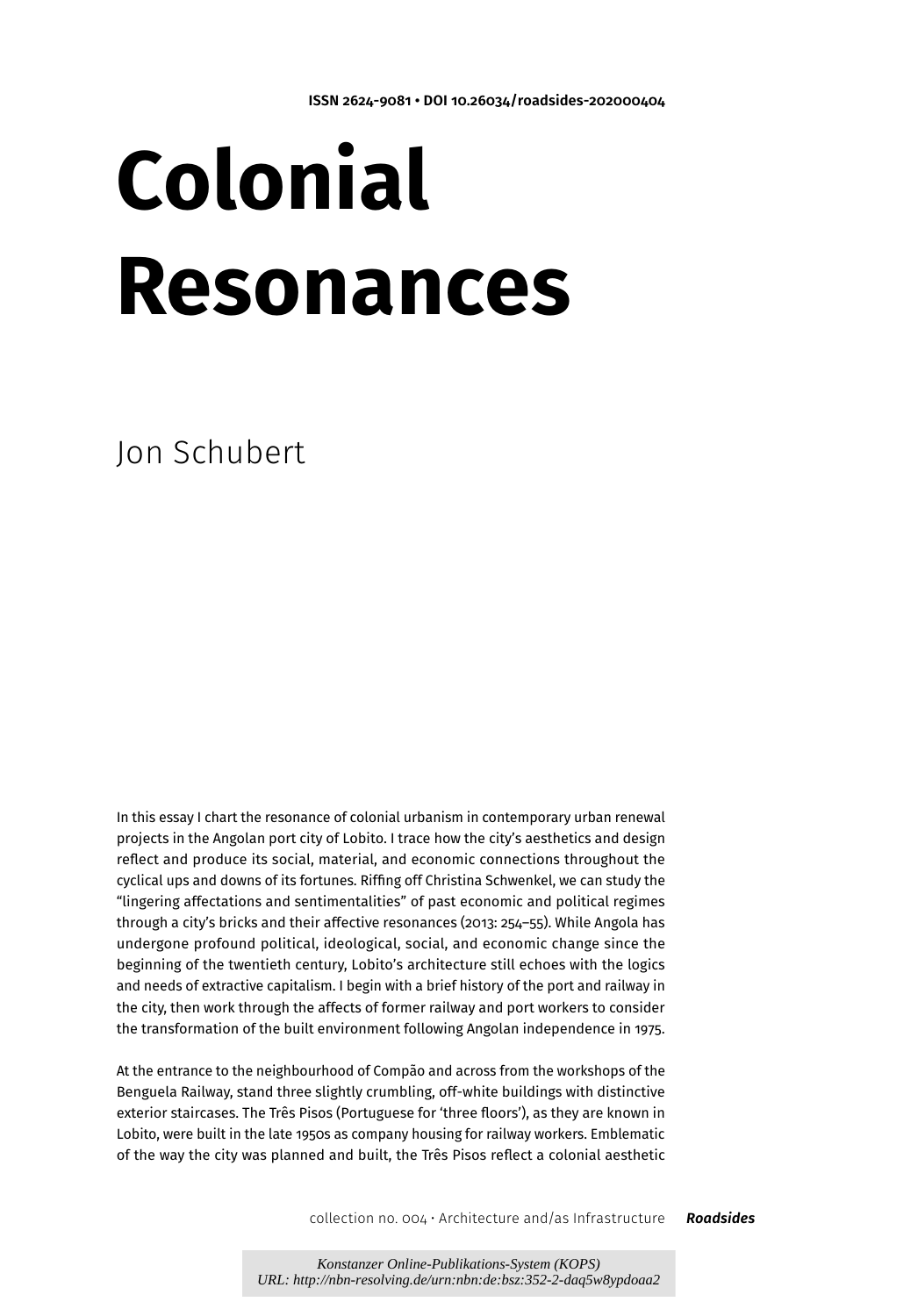ISSN 2624-9081 • DOI 10.26034/roadsides-202000404

# Colonial Resonances

Jon Schubert

In this essay I chart the resonance of colonial urbanism in contemporary urban renewal projects in the Angolan port city of Lobito. I trace how the city's aesthetics and design reflect and produce its social, material, and economic connections throughout the cyclical ups and downs of its fortunes. Riffing off Christina Schwenkel, we can study the "lingering affectations and sentimentalities" of past economic and political regimes through a city's bricks and their affective resonances (2013: 254–55). While Angola has undergone profound political, ideological, social, and economic change since the beginning of the twentieth century, Lobito's architecture still echoes with the logics and needs of extractive capitalism. I begin with a brief history of the port and railway in the city, then work through the affects of former railway and port workers to consider the transformation of the built environment following Angolan independence in 1975.

At the entrance to the neighbourhood of Compão and across from the workshops of the Benguela Railway, stand three slightly crumbling, off-white buildings with distinctive exterior staircases. The Três Pisos (Portuguese for 'three floors'), as they are known in Lobito, were built in the late 1950s as company housing for railway workers. Emblematic of the way the city was planned and built, the Três Pisos reflect a colonial aesthetic

collection no. 004 · Architecture and/as Infrastructure *Roadsides*

*Konstanzer Online-Publikations-System (KOPS)*
*URL: http://nbn-resolving.de/urn:nbn:de:bsz:352-2-daq5w8ypdoaa2*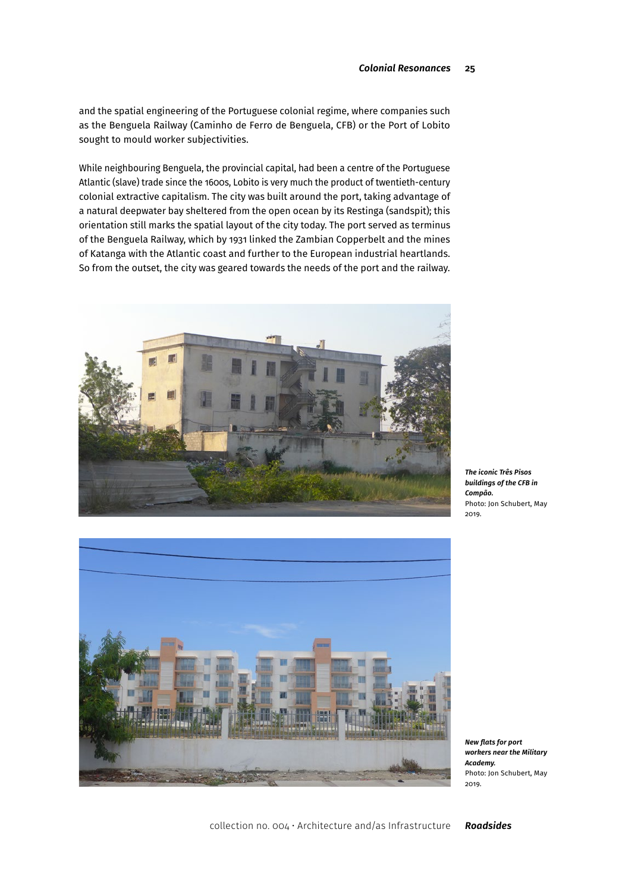and the spatial engineering of the Portuguese colonial regime, where companies such as the Benguela Railway (Caminho de Ferro de Benguela, CFB) or the Port of Lobito sought to mould worker subjectivities.

While neighbouring Benguela, the provincial capital, had been a centre of the Portuguese Atlantic (slave) trade since the 1600s, Lobito is very much the product of twentieth-century colonial extractive capitalism. The city was built around the port, taking advantage of a natural deepwater bay sheltered from the open ocean by its Restinga (sandspit); this orientation still marks the spatial layout of the city today. The port served as terminus of the Benguela Railway, which by 1931 linked the Zambian Copperbelt and the mines of Katanga with the Atlantic coast and further to the European industrial heartlands. So from the outset, the city was geared towards the needs of the port and the railway.

***The iconic Três Pisos buildings of the CFB in Compão.***
Photo: Jon Schubert, May 2019.

***New flats for port workers near the Military Academy.***
Photo: Jon Schubert, May 2019.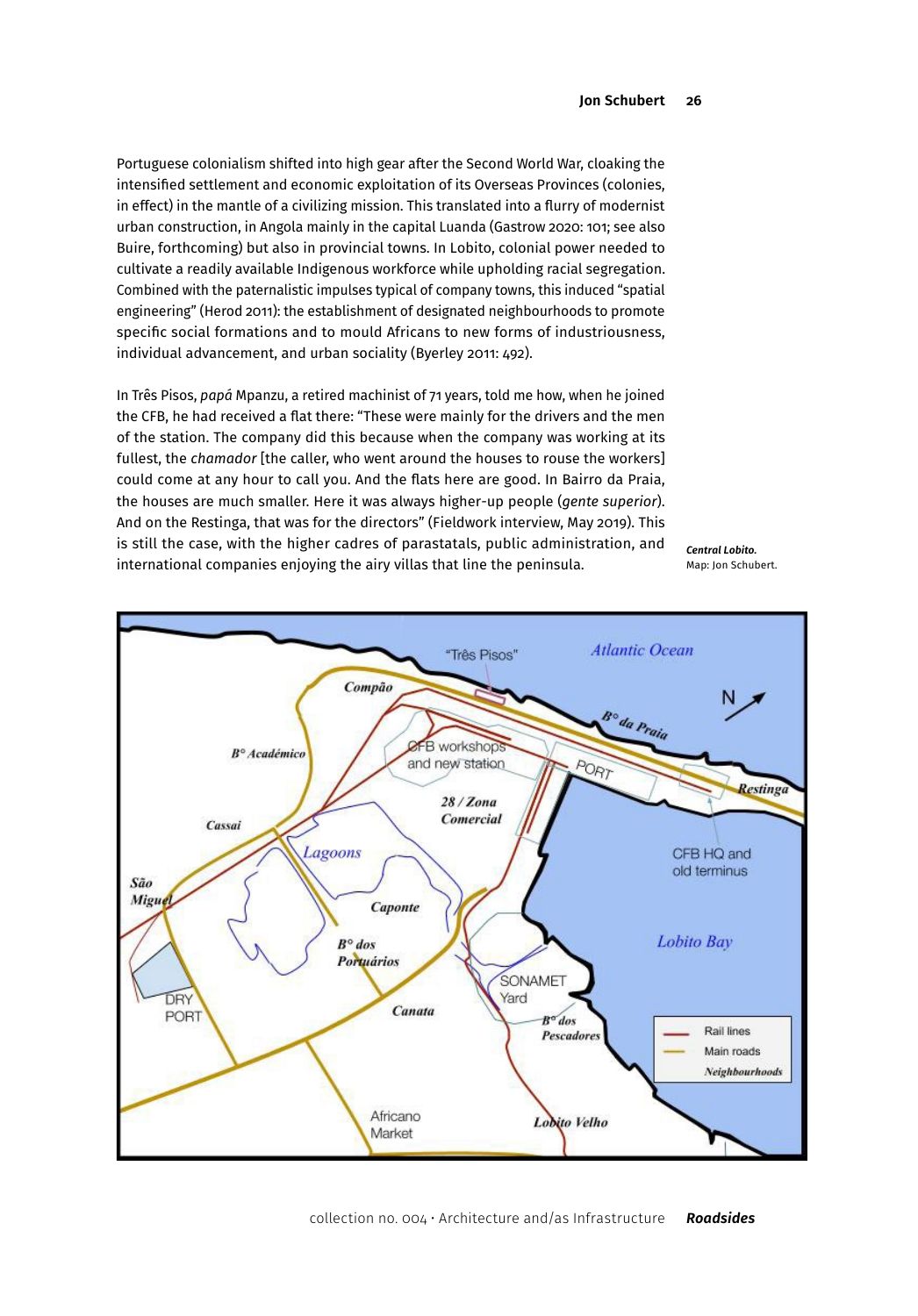Portuguese colonialism shifted into high gear after the Second World War, cloaking the intensified settlement and economic exploitation of its Overseas Provinces (colonies, in effect) in the mantle of a civilizing mission. This translated into a flurry of modernist urban construction, in Angola mainly in the capital Luanda (Gastrow 2020: 101; see also Buire, forthcoming) but also in provincial towns. In Lobito, colonial power needed to cultivate a readily available Indigenous workforce while upholding racial segregation. Combined with the paternalistic impulses typical of company towns, this induced "spatial engineering" (Herod 2011): the establishment of designated neighbourhoods to promote specific social formations and to mould Africans to new forms of industriousness, individual advancement, and urban sociality (Byerley 2011: 492).

In Três Pisos, *papá* Mpanzu, a retired machinist of 71 years, told me how, when he joined the CFB, he had received a flat there: "These were mainly for the drivers and the men of the station. The company did this because when the company was working at its fullest, the *chamador* [the caller, who went around the houses to rouse the workers] could come at any hour to call you. And the flats here are good. In Bairro da Praia, the houses are much smaller. Here it was always higher-up people (*gente superior*). And on the Restinga, that was for the directors" (Fieldwork interview, May 2019). This is still the case, with the higher cadres of parastatals, public administration, and international companies enjoying the airy villas that line the peninsula.

***Central Lobito.***
Map: Jon Schubert.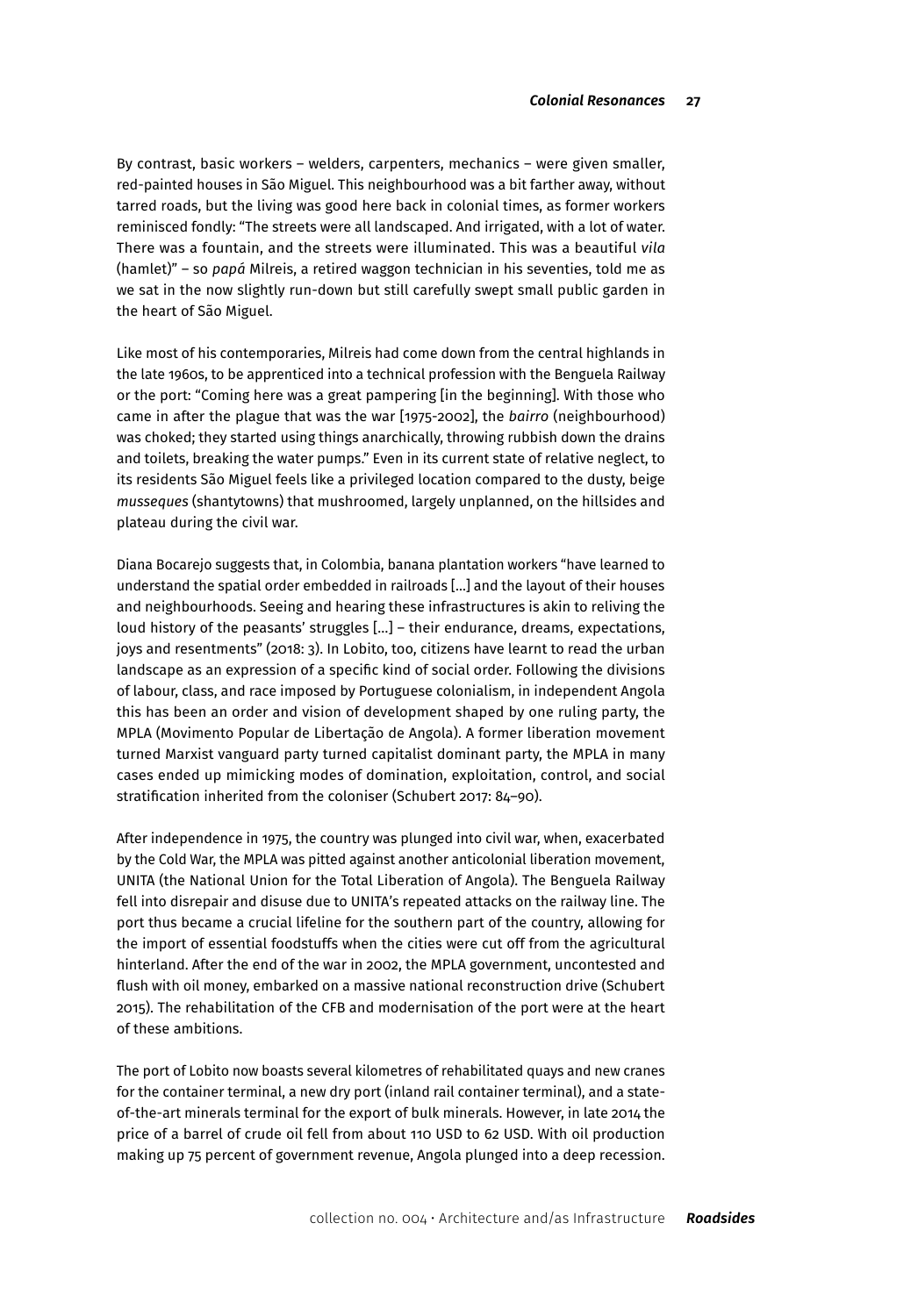By contrast, basic workers – welders, carpenters, mechanics – were given smaller, red-painted houses in São Miguel. This neighbourhood was a bit farther away, without tarred roads, but the living was good here back in colonial times, as former workers reminisced fondly: "The streets were all landscaped. And irrigated, with a lot of water. There was a fountain, and the streets were illuminated. This was a beautiful *vila* (hamlet)" – so *papá* Milreis, a retired waggon technician in his seventies, told me as we sat in the now slightly run-down but still carefully swept small public garden in the heart of São Miguel.

Like most of his contemporaries, Milreis had come down from the central highlands in the late 1960s, to be apprenticed into a technical profession with the Benguela Railway or the port: "Coming here was a great pampering [in the beginning]. With those who came in after the plague that was the war [1975-2002], the *bairro* (neighbourhood) was choked; they started using things anarchically, throwing rubbish down the drains and toilets, breaking the water pumps." Even in its current state of relative neglect, to its residents São Miguel feels like a privileged location compared to the dusty, beige *musseques* (shantytowns) that mushroomed, largely unplanned, on the hillsides and plateau during the civil war.

Diana Bocarejo suggests that, in Colombia, banana plantation workers "have learned to understand the spatial order embedded in railroads [...] and the layout of their houses and neighbourhoods. Seeing and hearing these infrastructures is akin to reliving the loud history of the peasants' struggles [...] – their endurance, dreams, expectations, joys and resentments" (2018: 3). In Lobito, too, citizens have learnt to read the urban landscape as an expression of a specific kind of social order. Following the divisions of labour, class, and race imposed by Portuguese colonialism, in independent Angola this has been an order and vision of development shaped by one ruling party, the MPLA (Movimento Popular de Libertação de Angola). A former liberation movement turned Marxist vanguard party turned capitalist dominant party, the MPLA in many cases ended up mimicking modes of domination, exploitation, control, and social stratification inherited from the coloniser (Schubert 2017: 84–90).

After independence in 1975, the country was plunged into civil war, when, exacerbated by the Cold War, the MPLA was pitted against another anticolonial liberation movement, UNITA (the National Union for the Total Liberation of Angola). The Benguela Railway fell into disrepair and disuse due to UNITA's repeated attacks on the railway line. The port thus became a crucial lifeline for the southern part of the country, allowing for the import of essential foodstuffs when the cities were cut off from the agricultural hinterland. After the end of the war in 2002, the MPLA government, uncontested and flush with oil money, embarked on a massive national reconstruction drive (Schubert 2015). The rehabilitation of the CFB and modernisation of the port were at the heart of these ambitions.

The port of Lobito now boasts several kilometres of rehabilitated quays and new cranes for the container terminal, a new dry port (inland rail container terminal), and a state-of-the-art minerals terminal for the export of bulk minerals. However, in late 2014 the price of a barrel of crude oil fell from about 110 USD to 62 USD. With oil production making up 75 percent of government revenue, Angola plunged into a deep recession.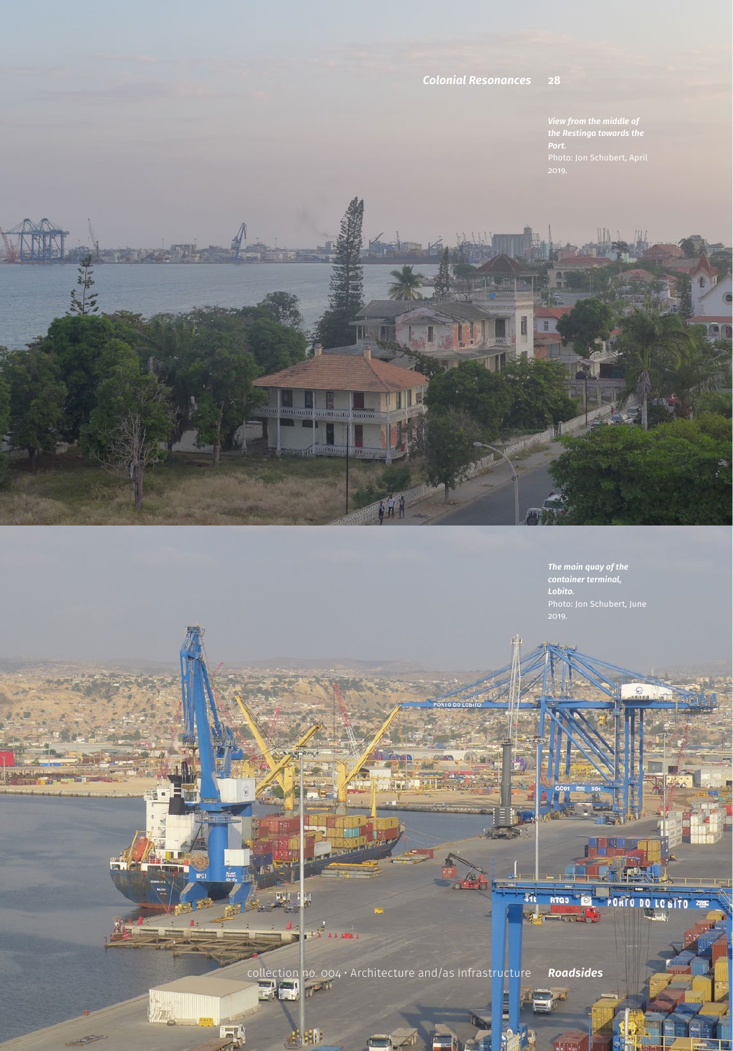***View from the middle of the Restinga towards the Port.***
Photo: Jon Schubert, April 2019.

***The main quay of the container terminal, Lobito.***
Photo: Jon Schubert, June 2019.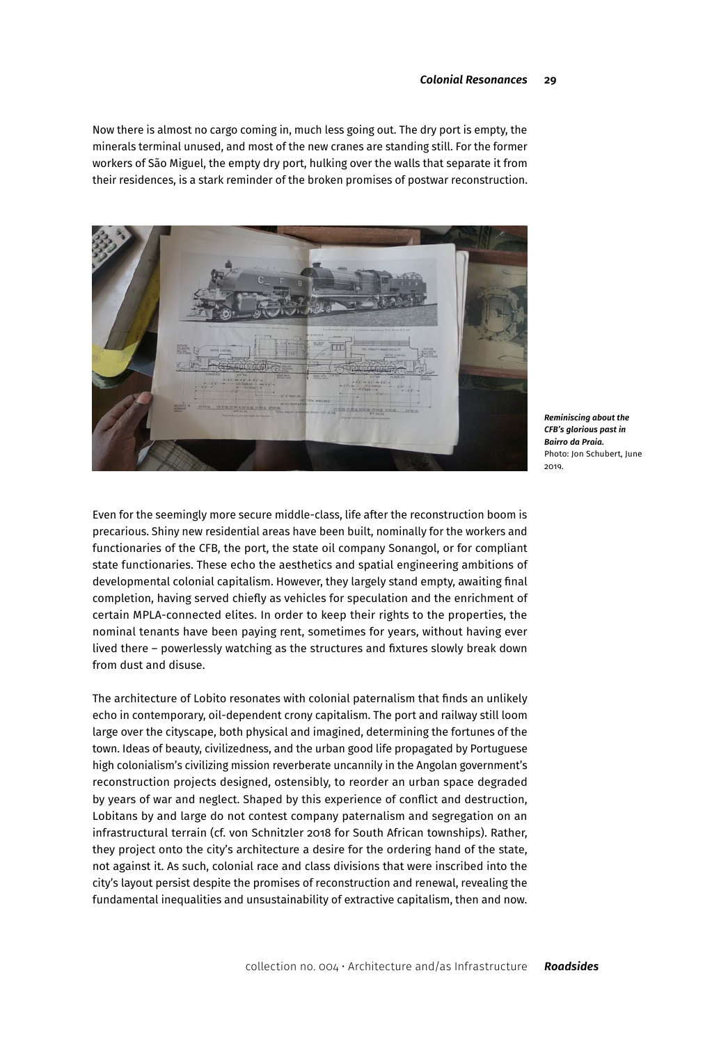Now there is almost no cargo coming in, much less going out. The dry port is empty, the minerals terminal unused, and most of the new cranes are standing still. For the former workers of São Miguel, the empty dry port, hulking over the walls that separate it from their residences, is a stark reminder of the broken promises of postwar reconstruction.

***Reminiscing about the CFB's glorious past in Bairro da Praia.*** Photo: Jon Schubert, June 2019.

Even for the seemingly more secure middle-class, life after the reconstruction boom is precarious. Shiny new residential areas have been built, nominally for the workers and functionaries of the CFB, the port, the state oil company Sonangol, or for compliant state functionaries. These echo the aesthetics and spatial engineering ambitions of developmental colonial capitalism. However, they largely stand empty, awaiting final completion, having served chiefly as vehicles for speculation and the enrichment of certain MPLA-connected elites. In order to keep their rights to the properties, the nominal tenants have been paying rent, sometimes for years, without having ever lived there – powerlessly watching as the structures and fixtures slowly break down from dust and disuse.

The architecture of Lobito resonates with colonial paternalism that finds an unlikely echo in contemporary, oil-dependent crony capitalism. The port and railway still loom large over the cityscape, both physical and imagined, determining the fortunes of the town. Ideas of beauty, civilizedness, and the urban good life propagated by Portuguese high colonialism's civilizing mission reverberate uncannily in the Angolan government's reconstruction projects designed, ostensibly, to reorder an urban space degraded by years of war and neglect. Shaped by this experience of conflict and destruction, Lobitans by and large do not contest company paternalism and segregation on an infrastructural terrain (cf. von Schnitzler 2018 for South African townships). Rather, they project onto the city's architecture a desire for the ordering hand of the state, not against it. As such, colonial race and class divisions that were inscribed into the city's layout persist despite the promises of reconstruction and renewal, revealing the fundamental inequalities and unsustainability of extractive capitalism, then and now.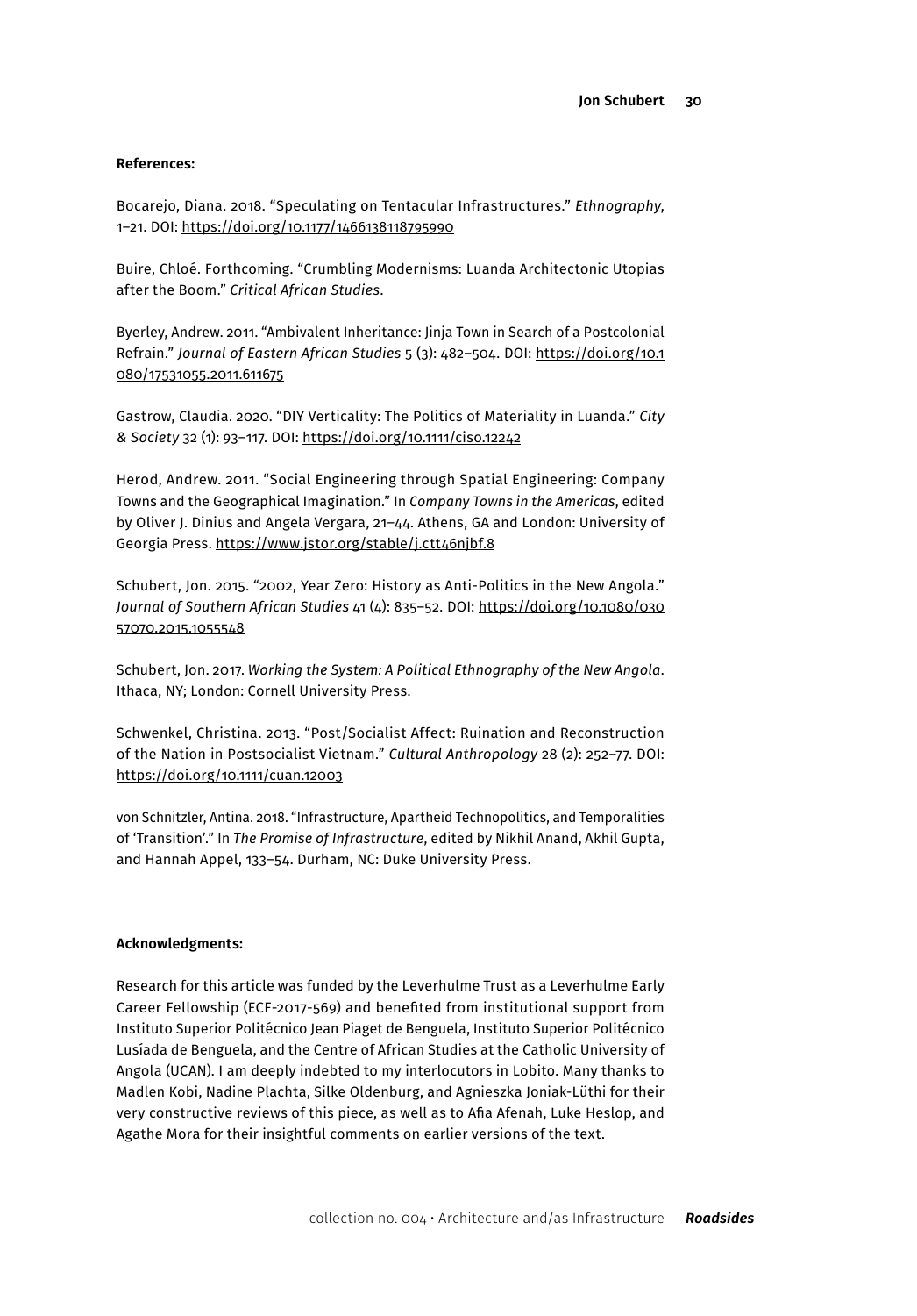**References:**

Bocarejo, Diana. 2018. "Speculating on Tentacular Infrastructures." *Ethnography*, 1–21. DOI: https://doi.org/10.1177/1466138118795990

Buire, Chloé. Forthcoming. "Crumbling Modernisms: Luanda Architectonic Utopias after the Boom." *Critical African Studies*.

Byerley, Andrew. 2011. "Ambivalent Inheritance: Jinja Town in Search of a Postcolonial Refrain." *Journal of Eastern African Studies* 5 (3): 482–504. DOI: https://doi.org/10.1080/17531055.2011.611675

Gastrow, Claudia. 2020. "DIY Verticality: The Politics of Materiality in Luanda." *City & Society* 32 (1): 93–117. DOI: https://doi.org/10.1111/ciso.12242

Herod, Andrew. 2011. "Social Engineering through Spatial Engineering: Company Towns and the Geographical Imagination." In *Company Towns in the Americas*, edited by Oliver J. Dinius and Angela Vergara, 21–44. Athens, GA and London: University of Georgia Press. https://www.jstor.org/stable/j.ctt46njbf.8

Schubert, Jon. 2015. "2002, Year Zero: History as Anti-Politics in the New Angola." *Journal of Southern African Studies* 41 (4): 835–52. DOI: https://doi.org/10.1080/03057070.2015.1055548

Schubert, Jon. 2017. *Working the System: A Political Ethnography of the New Angola*. Ithaca, NY; London: Cornell University Press.

Schwenkel, Christina. 2013. "Post/Socialist Affect: Ruination and Reconstruction of the Nation in Postsocialist Vietnam." *Cultural Anthropology* 28 (2): 252–77. DOI: https://doi.org/10.1111/cuan.12003

von Schnitzler, Antina. 2018. "Infrastructure, Apartheid Technopolitics, and Temporalities of 'Transition'." In *The Promise of Infrastructure*, edited by Nikhil Anand, Akhil Gupta, and Hannah Appel, 133–54. Durham, NC: Duke University Press.

**Acknowledgments:**

Research for this article was funded by the Leverhulme Trust as a Leverhulme Early Career Fellowship (ECF-2017-569) and benefited from institutional support from Instituto Superior Politécnico Jean Piaget de Benguela, Instituto Superior Politécnico Lusíada de Benguela, and the Centre of African Studies at the Catholic University of Angola (UCAN). I am deeply indebted to my interlocutors in Lobito. Many thanks to Madlen Kobi, Nadine Plachta, Silke Oldenburg, and Agnieszka Joniak-Lüthi for their very constructive reviews of this piece, as well as to Afia Afenah, Luke Heslop, and Agathe Mora for their insightful comments on earlier versions of the text.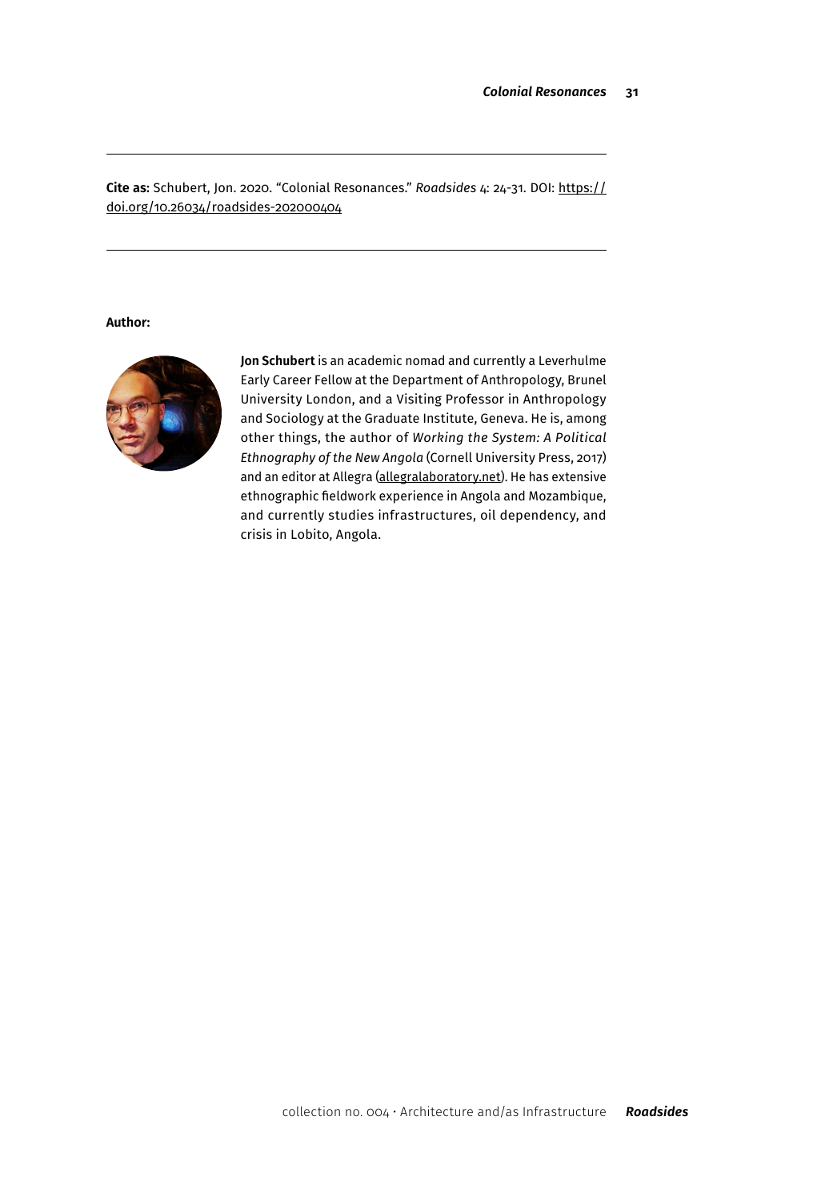**Cite as:** Schubert, Jon. 2020. "Colonial Resonances." *Roadsides* 4: 24-31. DOI: https://doi.org/10.26034/roadsides-202000404

**Author:**

**Jon Schubert** is an academic nomad and currently a Leverhulme Early Career Fellow at the Department of Anthropology, Brunel University London, and a Visiting Professor in Anthropology and Sociology at the Graduate Institute, Geneva. He is, among other things, the author of *Working the System: A Political Ethnography of the New Angola* (Cornell University Press, 2017) and an editor at Allegra (allegralaboratory.net). He has extensive ethnographic fieldwork experience in Angola and Mozambique, and currently studies infrastructures, oil dependency, and crisis in Lobito, Angola.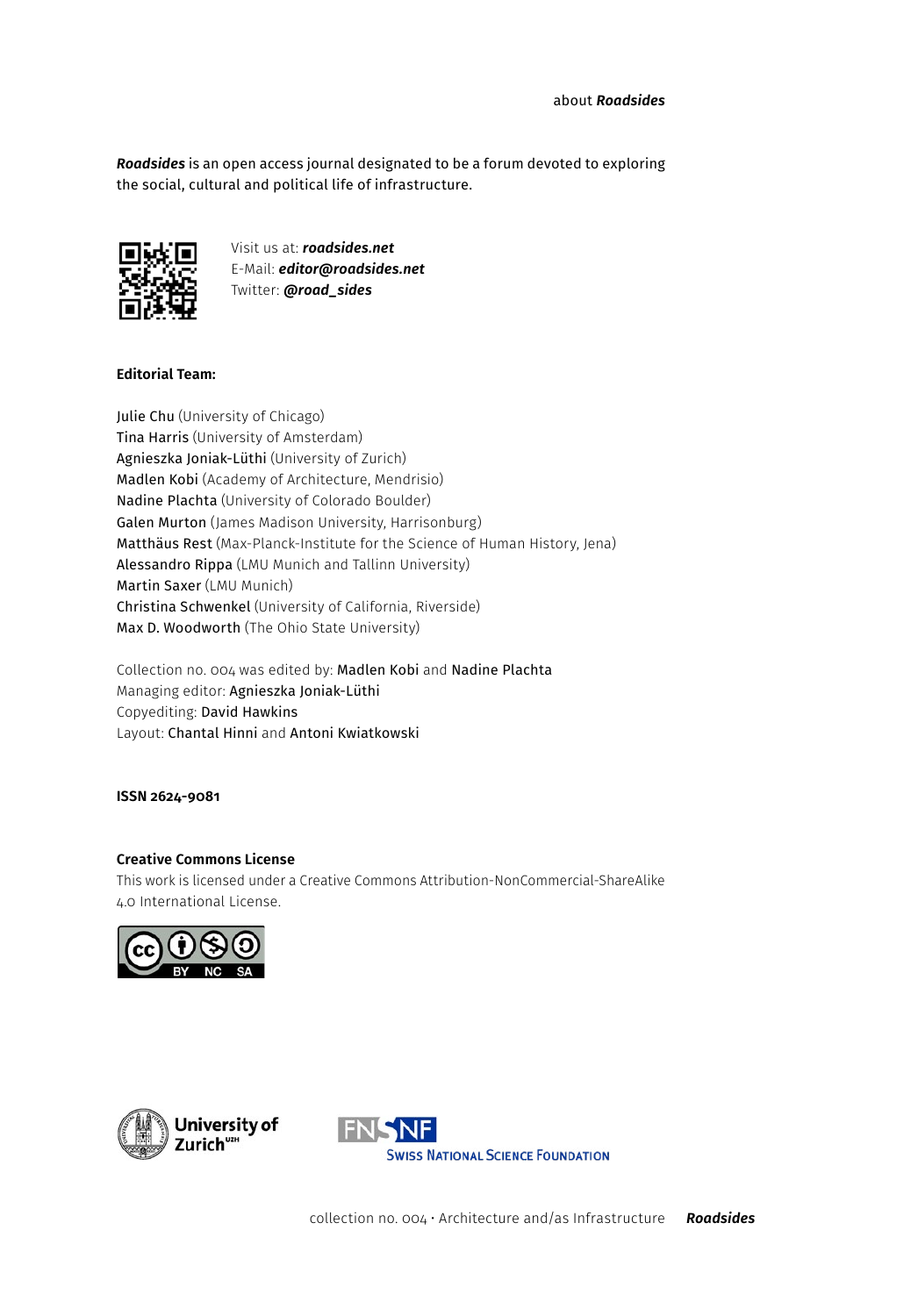about ***Roadsides***

***Roadsides*** is an open access journal designated to be a forum devoted to exploring the social, cultural and political life of infrastructure.

Visit us at: ***roadsides.net***
E-Mail: ***editor@roadsides.net***
Twitter: ***@road_sides***

**Editorial Team:**

Julie Chu (University of Chicago)
Tina Harris (University of Amsterdam)
Agnieszka Joniak-Lüthi (University of Zurich)
Madlen Kobi (Academy of Architecture, Mendrisio)
Nadine Plachta (University of Colorado Boulder)
Galen Murton (James Madison University, Harrisonburg)
Matthäus Rest (Max-Planck-Institute for the Science of Human History, Jena)
Alessandro Rippa (LMU Munich and Tallinn University)
Martin Saxer (LMU Munich)
Christina Schwenkel (University of California, Riverside)
Max D. Woodworth (The Ohio State University)

Collection no. 004 was edited by: Madlen Kobi and Nadine Plachta
Managing editor: Agnieszka Joniak-Lüthi
Copyediting: David Hawkins
Layout: Chantal Hinni and Antoni Kwiatkowski

**ISSN 2624-9081**

**Creative Commons License**
This work is licensed under a Creative Commons Attribution-NonCommercial-ShareAlike 4.0 International License.

University of Zurich[UZH]

FNSNF
Swiss National Science Foundation